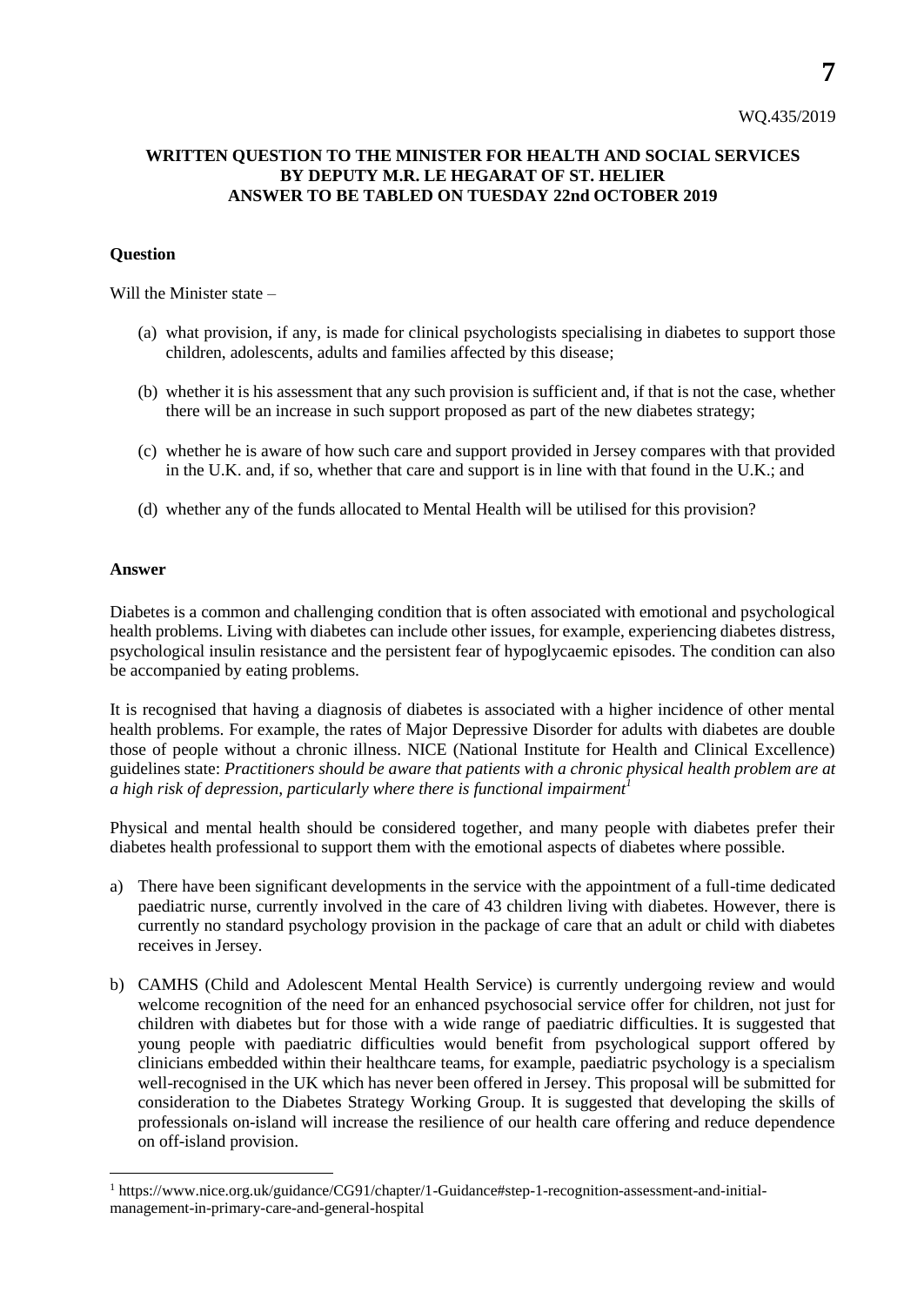WQ.435/2019

**WRITTEN QUESTION TO THE MINISTER FOR HEALTH AND SOCIAL SERVICES BY DEPUTY M.R. LE HEGARAT OF ST. HELIER ANSWER TO BE TABLED ON TUESDAY 22nd OCTOBER 2019**

**Question**

Will the Minister state –

(a) what provision, if any, is made for clinical psychologists specialising in diabetes to support those children, adolescents, adults and families affected by this disease;

(b) whether it is his assessment that any such provision is sufficient and, if that is not the case, whether there will be an increase in such support proposed as part of the new diabetes strategy;

(c) whether he is aware of how such care and support provided in Jersey compares with that provided in the U.K. and, if so, whether that care and support is in line with that found in the U.K.; and

(d) whether any of the funds allocated to Mental Health will be utilised for this provision?

**Answer**

Diabetes is a common and challenging condition that is often associated with emotional and psychological health problems. Living with diabetes can include other issues, for example, experiencing diabetes distress, psychological insulin resistance and the persistent fear of hypoglycaemic episodes. The condition can also be accompanied by eating problems.

It is recognised that having a diagnosis of diabetes is associated with a higher incidence of other mental health problems. For example, the rates of Major Depressive Disorder for adults with diabetes are double those of people without a chronic illness. NICE (National Institute for Health and Clinical Excellence) guidelines state: *Practitioners should be aware that patients with a chronic physical health problem are at a high risk of depression, particularly where there is functional impairment*[1]

Physical and mental health should be considered together, and many people with diabetes prefer their diabetes health professional to support them with the emotional aspects of diabetes where possible.

a) There have been significant developments in the service with the appointment of a full-time dedicated paediatric nurse, currently involved in the care of 43 children living with diabetes. However, there is currently no standard psychology provision in the package of care that an adult or child with diabetes receives in Jersey.

b) CAMHS (Child and Adolescent Mental Health Service) is currently undergoing review and would welcome recognition of the need for an enhanced psychosocial service offer for children, not just for children with diabetes but for those with a wide range of paediatric difficulties. It is suggested that young people with paediatric difficulties would benefit from psychological support offered by clinicians embedded within their healthcare teams, for example, paediatric psychology is a specialism well-recognised in the UK which has never been offered in Jersey. This proposal will be submitted for consideration to the Diabetes Strategy Working Group. It is suggested that developing the skills of professionals on-island will increase the resilience of our health care offering and reduce dependence on off-island provision.

[1] https://www.nice.org.uk/guidance/CG91/chapter/1-Guidance#step-1-recognition-assessment-and-initial-management-in-primary-care-and-general-hospital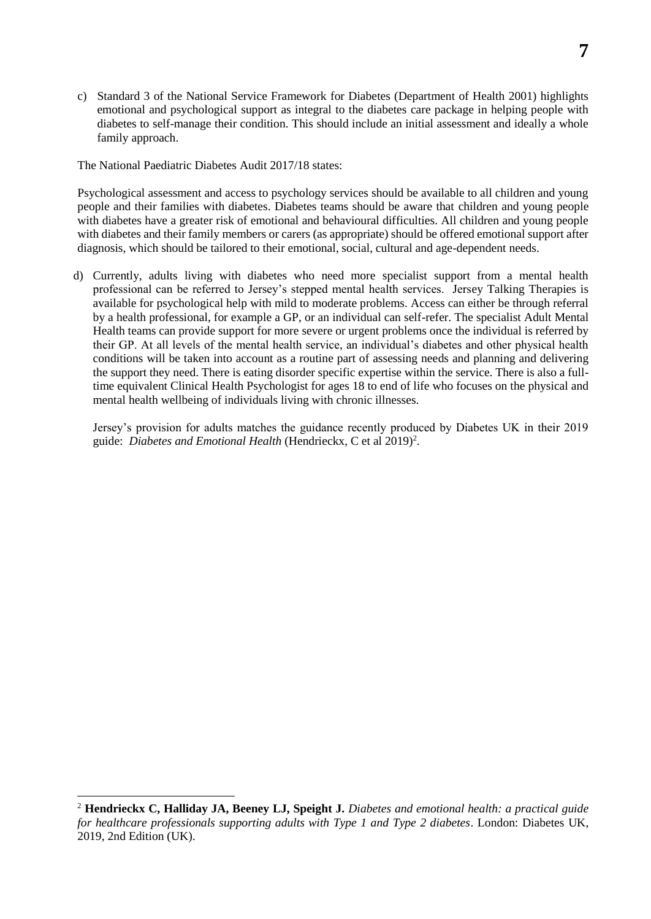c) Standard 3 of the National Service Framework for Diabetes (Department of Health 2001) highlights emotional and psychological support as integral to the diabetes care package in helping people with diabetes to self-manage their condition. This should include an initial assessment and ideally a whole family approach.

The National Paediatric Diabetes Audit 2017/18 states:

Psychological assessment and access to psychology services should be available to all children and young people and their families with diabetes. Diabetes teams should be aware that children and young people with diabetes have a greater risk of emotional and behavioural difficulties. All children and young people with diabetes and their family members or carers (as appropriate) should be offered emotional support after diagnosis, which should be tailored to their emotional, social, cultural and age-dependent needs.

d) Currently, adults living with diabetes who need more specialist support from a mental health professional can be referred to Jersey's stepped mental health services. Jersey Talking Therapies is available for psychological help with mild to moderate problems. Access can either be through referral by a health professional, for example a GP, or an individual can self-refer. The specialist Adult Mental Health teams can provide support for more severe or urgent problems once the individual is referred by their GP. At all levels of the mental health service, an individual's diabetes and other physical health conditions will be taken into account as a routine part of assessing needs and planning and delivering the support they need. There is eating disorder specific expertise within the service. There is also a full-time equivalent Clinical Health Psychologist for ages 18 to end of life who focuses on the physical and mental health wellbeing of individuals living with chronic illnesses.

Jersey's provision for adults matches the guidance recently produced by Diabetes UK in their 2019 guide: *Diabetes and Emotional Health* (Hendrieckx, C et al 2019)[2].

---

[2] **Hendrieckx C, Halliday JA, Beeney LJ, Speight J.** *Diabetes and emotional health: a practical guide for healthcare professionals supporting adults with Type 1 and Type 2 diabetes*. London: Diabetes UK, 2019, 2nd Edition (UK).